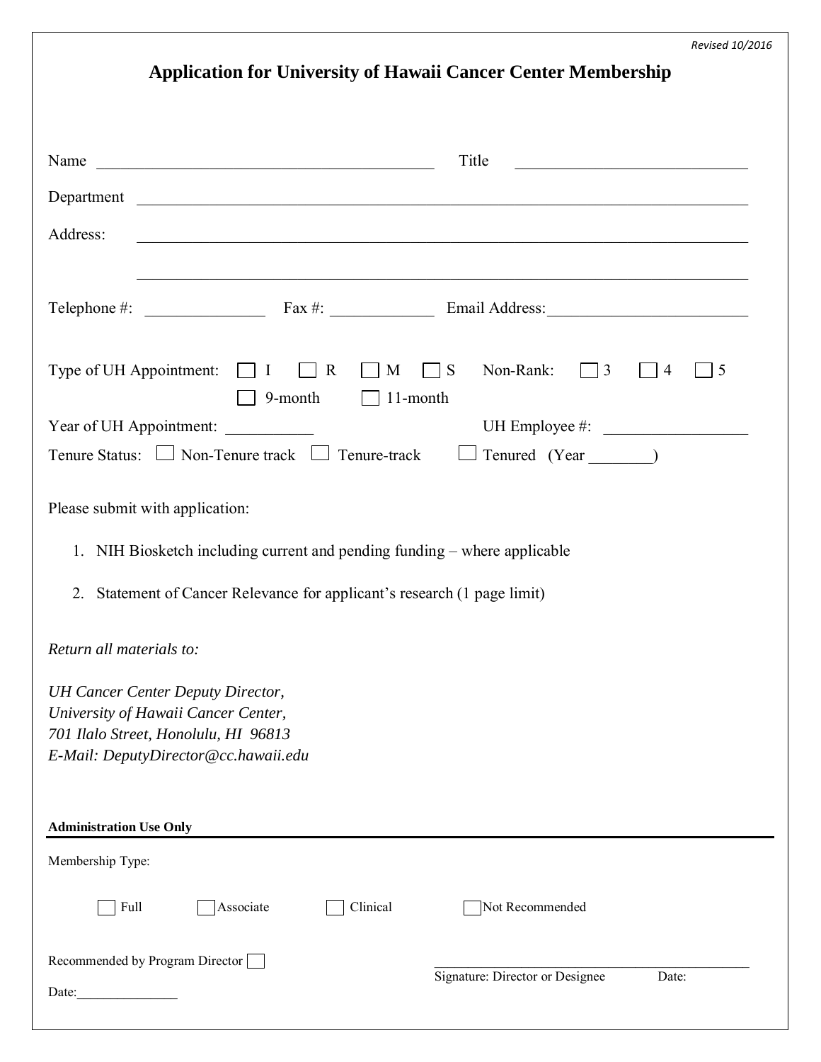*Revised 10/2016*

# Application for University of Hawaii Cancer Center Membership

Name \_\_\_\_\_\_\_\_\_\_\_\_\_\_\_\_\_\_\_\_\_\_\_\_\_\_\_\_\_\_\_\_\_\_\_\_ Title \_\_\_\_\_\_\_\_\_\_\_\_\_\_\_\_\_\_\_\_\_\_\_\_\_\_

Department \_\_\_\_\_\_\_\_\_\_\_\_\_\_\_\_\_\_\_\_\_\_\_\_\_\_\_\_\_\_\_\_\_\_\_\_\_\_\_\_\_\_\_\_\_\_\_\_\_\_\_\_\_\_\_\_\_\_\_\_\_\_

Address: \_\_\_\_\_\_\_\_\_\_\_\_\_\_\_\_\_\_\_\_\_\_\_\_\_\_\_\_\_\_\_\_\_\_\_\_\_\_\_\_\_\_\_\_\_\_\_\_\_\_\_\_\_\_\_\_\_\_\_\_\_\_\_

\_\_\_\_\_\_\_\_\_\_\_\_\_\_\_\_\_\_\_\_\_\_\_\_\_\_\_\_\_\_\_\_\_\_\_\_\_\_\_\_\_\_\_\_\_\_\_\_\_\_\_\_\_\_\_\_\_\_\_\_\_\_\_\_\_\_\_\_\_\_\_

Telephone #: \_\_\_\_\_\_\_\_\_\_\_\_ Fax #: \_\_\_\_\_\_\_\_\_\_\_ Email Address:\_\_\_\_\_\_\_\_\_\_\_\_\_\_\_\_\_\_\_\_\_

Type of UH Appointment: ☐ I ☐ R ☐ M ☐ S Non-Rank: ☐ 3 ☐ 4 ☐ 5
☐ 9-month ☐ 11-month

Year of UH Appointment: \_\_\_\_\_\_\_\_\_\_ UH Employee #: \_\_\_\_\_\_\_\_\_\_\_\_\_\_\_\_

Tenure Status: ☐ Non-Tenure track ☐ Tenure-track ☐ Tenured (Year \_\_\_\_\_\_\_\_)

Please submit with application:

1. NIH Biosketch including current and pending funding – where applicable
2. Statement of Cancer Relevance for applicant's research (1 page limit)

*Return all materials to:*

*UH Cancer Center Deputy Director,*
*University of Hawaii Cancer Center,*
*701 Ilalo Street, Honolulu, HI 96813*
*E-Mail: DeputyDirector@cc.hawaii.edu*

**Administration Use Only**

Membership Type:

☐ Full ☐ Associate ☐ Clinical ☐ Not Recommended

Recommended by Program Director ☐

Date:\_\_\_\_\_\_\_\_\_\_\_\_\_\_

\_\_\_\_\_\_\_\_\_\_\_\_\_\_\_\_\_\_\_\_\_\_\_\_\_\_\_\_\_\_\_\_\_\_\_\_\_\_\_\_
Signature: Director or Designee Date: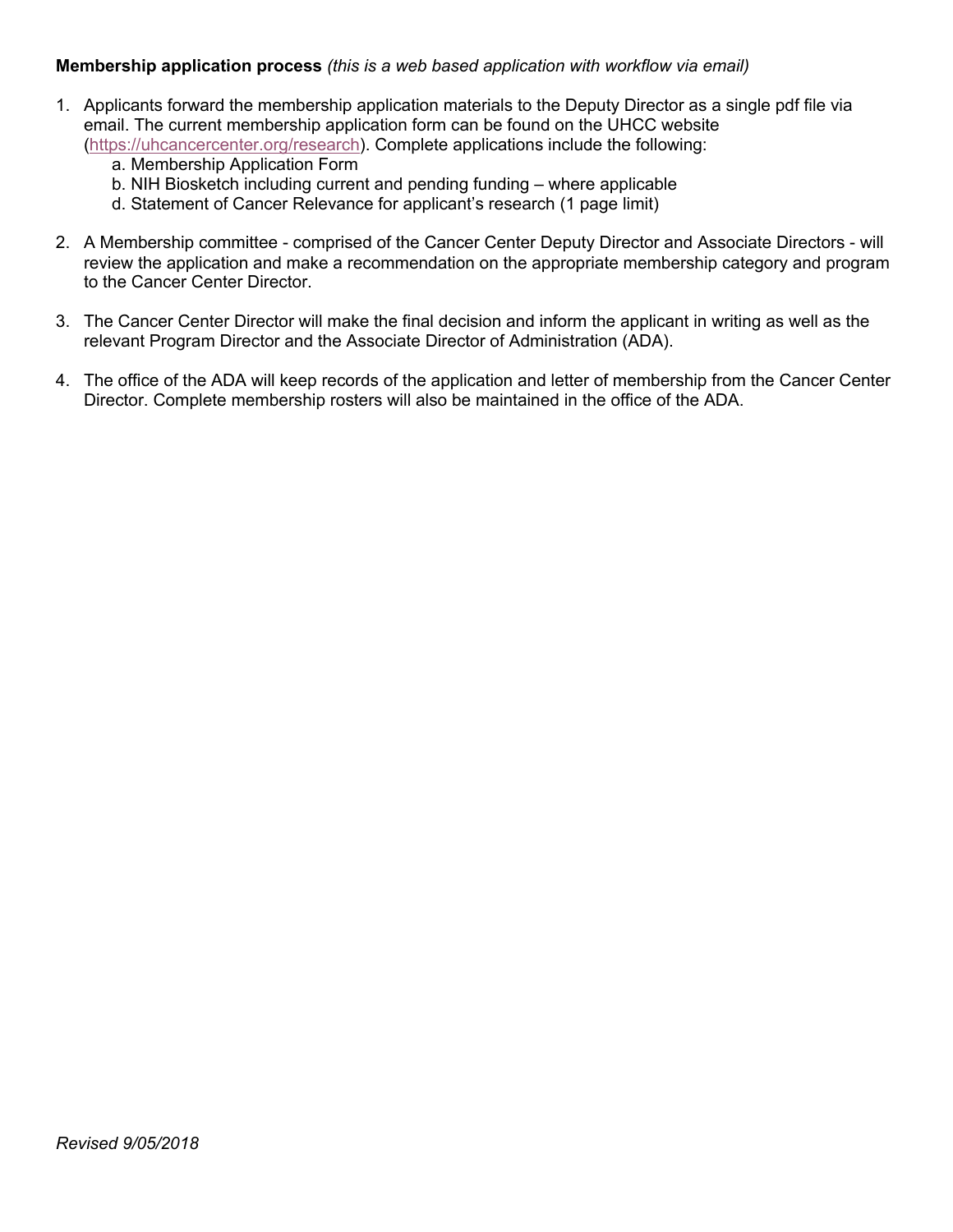**Membership application process** *(this is a web based application with workflow via email)*

1. Applicants forward the membership application materials to the Deputy Director as a single pdf file via email. The current membership application form can be found on the UHCC website ([https://uhcancercenter.org/research](https://uhcancercenter.org/research)). Complete applications include the following:
   a. Membership Application Form
   b. NIH Biosketch including current and pending funding – where applicable
   d. Statement of Cancer Relevance for applicant's research (1 page limit)

2. A Membership committee - comprised of the Cancer Center Deputy Director and Associate Directors - will review the application and make a recommendation on the appropriate membership category and program to the Cancer Center Director.

3. The Cancer Center Director will make the final decision and inform the applicant in writing as well as the relevant Program Director and the Associate Director of Administration (ADA).

4. The office of the ADA will keep records of the application and letter of membership from the Cancer Center Director. Complete membership rosters will also be maintained in the office of the ADA.

*Revised 9/05/2018*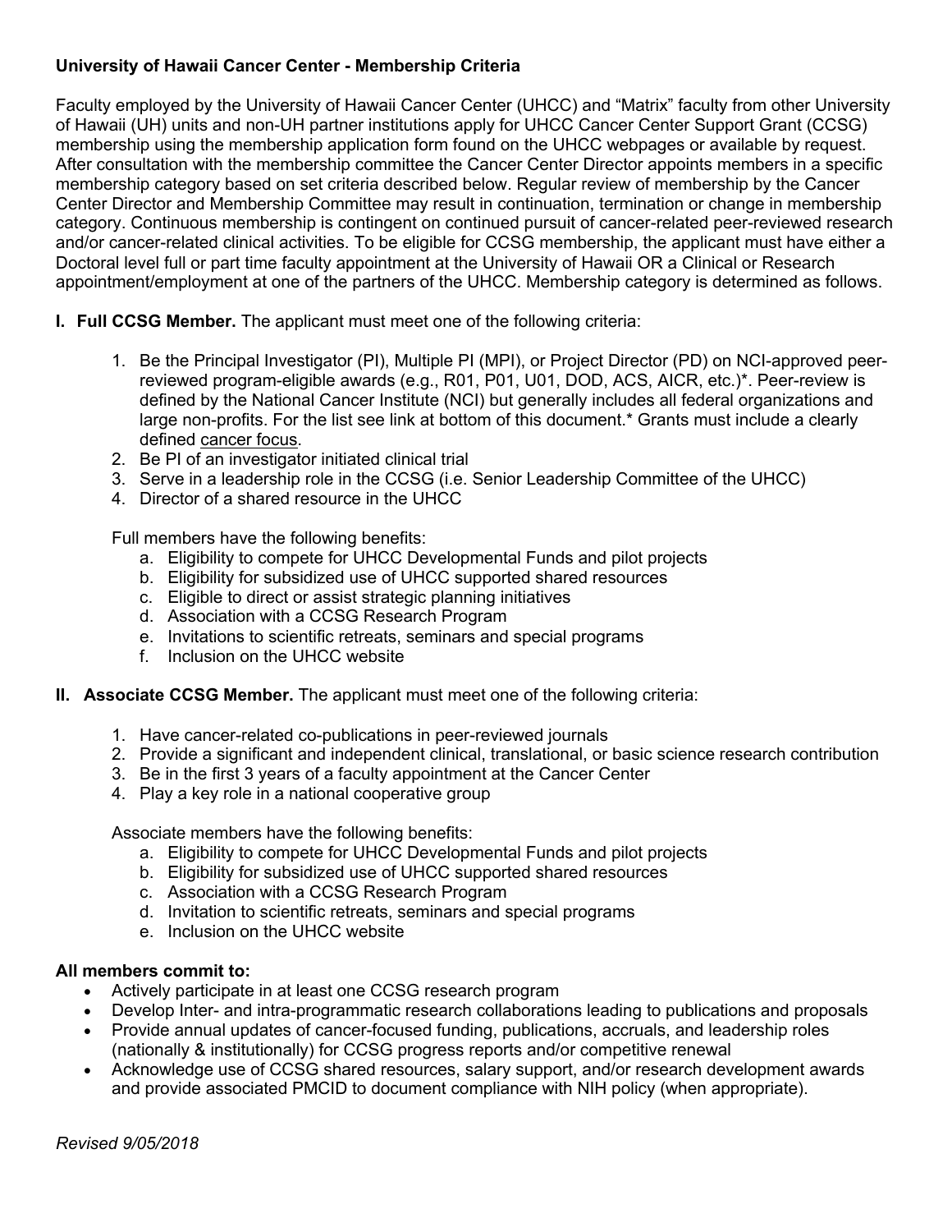**University of Hawaii Cancer Center - Membership Criteria**

Faculty employed by the University of Hawaii Cancer Center (UHCC) and "Matrix" faculty from other University of Hawaii (UH) units and non-UH partner institutions apply for UHCC Cancer Center Support Grant (CCSG) membership using the membership application form found on the UHCC webpages or available by request. After consultation with the membership committee the Cancer Center Director appoints members in a specific membership category based on set criteria described below. Regular review of membership by the Cancer Center Director and Membership Committee may result in continuation, termination or change in membership category. Continuous membership is contingent on continued pursuit of cancer-related peer-reviewed research and/or cancer-related clinical activities. To be eligible for CCSG membership, the applicant must have either a Doctoral level full or part time faculty appointment at the University of Hawaii OR a Clinical or Research appointment/employment at one of the partners of the UHCC. Membership category is determined as follows.

**I. Full CCSG Member.** The applicant must meet one of the following criteria:

1. Be the Principal Investigator (PI), Multiple PI (MPI), or Project Director (PD) on NCI-approved peer-reviewed program-eligible awards (e.g., R01, P01, U01, DOD, ACS, AICR, etc.)*. Peer-review is defined by the National Cancer Institute (NCI) but generally includes all federal organizations and large non-profits. For the list see link at bottom of this document.* Grants must include a clearly defined cancer focus.
2. Be PI of an investigator initiated clinical trial
3. Serve in a leadership role in the CCSG (i.e. Senior Leadership Committee of the UHCC)
4. Director of a shared resource in the UHCC

Full members have the following benefits:

a. Eligibility to compete for UHCC Developmental Funds and pilot projects
b. Eligibility for subsidized use of UHCC supported shared resources
c. Eligible to direct or assist strategic planning initiatives
d. Association with a CCSG Research Program
e. Invitations to scientific retreats, seminars and special programs
f. Inclusion on the UHCC website

**II. Associate CCSG Member.** The applicant must meet one of the following criteria:

1. Have cancer-related co-publications in peer-reviewed journals
2. Provide a significant and independent clinical, translational, or basic science research contribution
3. Be in the first 3 years of a faculty appointment at the Cancer Center
4. Play a key role in a national cooperative group

Associate members have the following benefits:

a. Eligibility to compete for UHCC Developmental Funds and pilot projects
b. Eligibility for subsidized use of UHCC supported shared resources
c. Association with a CCSG Research Program
d. Invitation to scientific retreats, seminars and special programs
e. Inclusion on the UHCC website

**All members commit to:**

- Actively participate in at least one CCSG research program
- Develop Inter- and intra-programmatic research collaborations leading to publications and proposals
- Provide annual updates of cancer-focused funding, publications, accruals, and leadership roles (nationally & institutionally) for CCSG progress reports and/or competitive renewal
- Acknowledge use of CCSG shared resources, salary support, and/or research development awards and provide associated PMCID to document compliance with NIH policy (when appropriate).

*Revised 9/05/2018*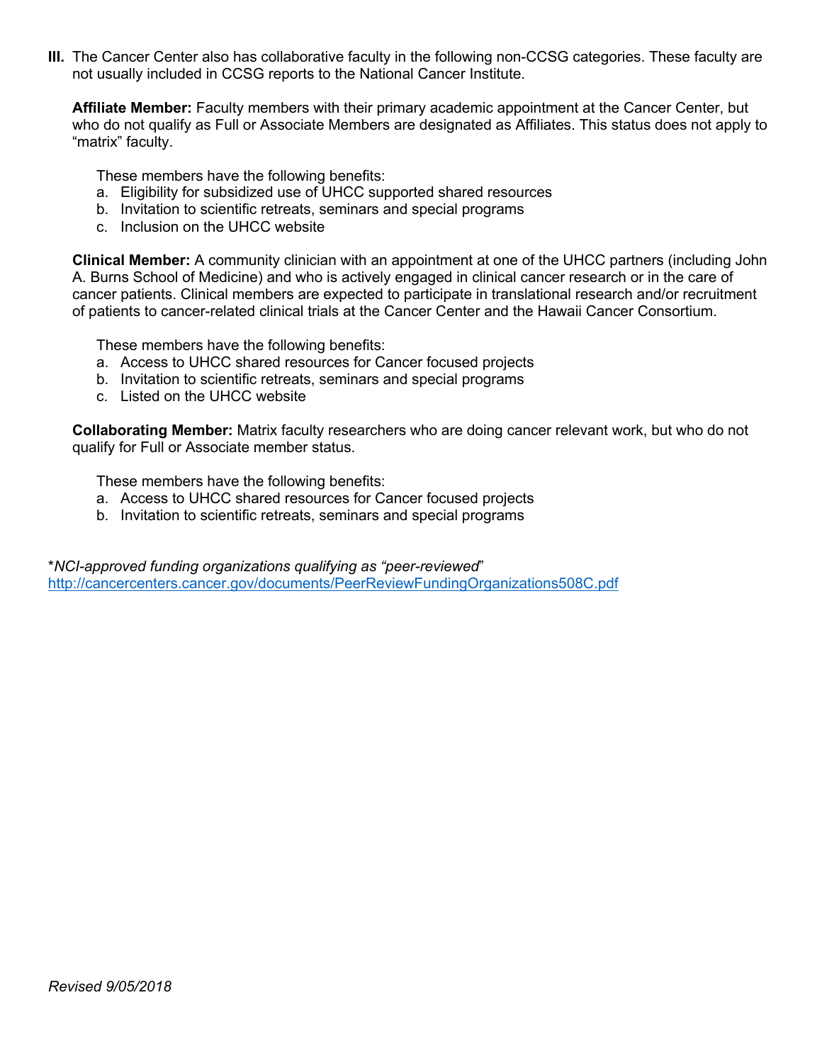**III.** The Cancer Center also has collaborative faculty in the following non-CCSG categories. These faculty are not usually included in CCSG reports to the National Cancer Institute.

**Affiliate Member:** Faculty members with their primary academic appointment at the Cancer Center, but who do not qualify as Full or Associate Members are designated as Affiliates. This status does not apply to "matrix" faculty.

These members have the following benefits:

a. Eligibility for subsidized use of UHCC supported shared resources
b. Invitation to scientific retreats, seminars and special programs
c. Inclusion on the UHCC website

**Clinical Member:** A community clinician with an appointment at one of the UHCC partners (including John A. Burns School of Medicine) and who is actively engaged in clinical cancer research or in the care of cancer patients. Clinical members are expected to participate in translational research and/or recruitment of patients to cancer-related clinical trials at the Cancer Center and the Hawaii Cancer Consortium.

These members have the following benefits:

a. Access to UHCC shared resources for Cancer focused projects
b. Invitation to scientific retreats, seminars and special programs
c. Listed on the UHCC website

**Collaborating Member:** Matrix faculty researchers who are doing cancer relevant work, but who do not qualify for Full or Associate member status.

These members have the following benefits:

a. Access to UHCC shared resources for Cancer focused projects
b. Invitation to scientific retreats, seminars and special programs

*\*NCI-approved funding organizations qualifying as "peer-reviewed"*
http://cancercenters.cancer.gov/documents/PeerReviewFundingOrganizations508C.pdf

*Revised 9/05/2018*